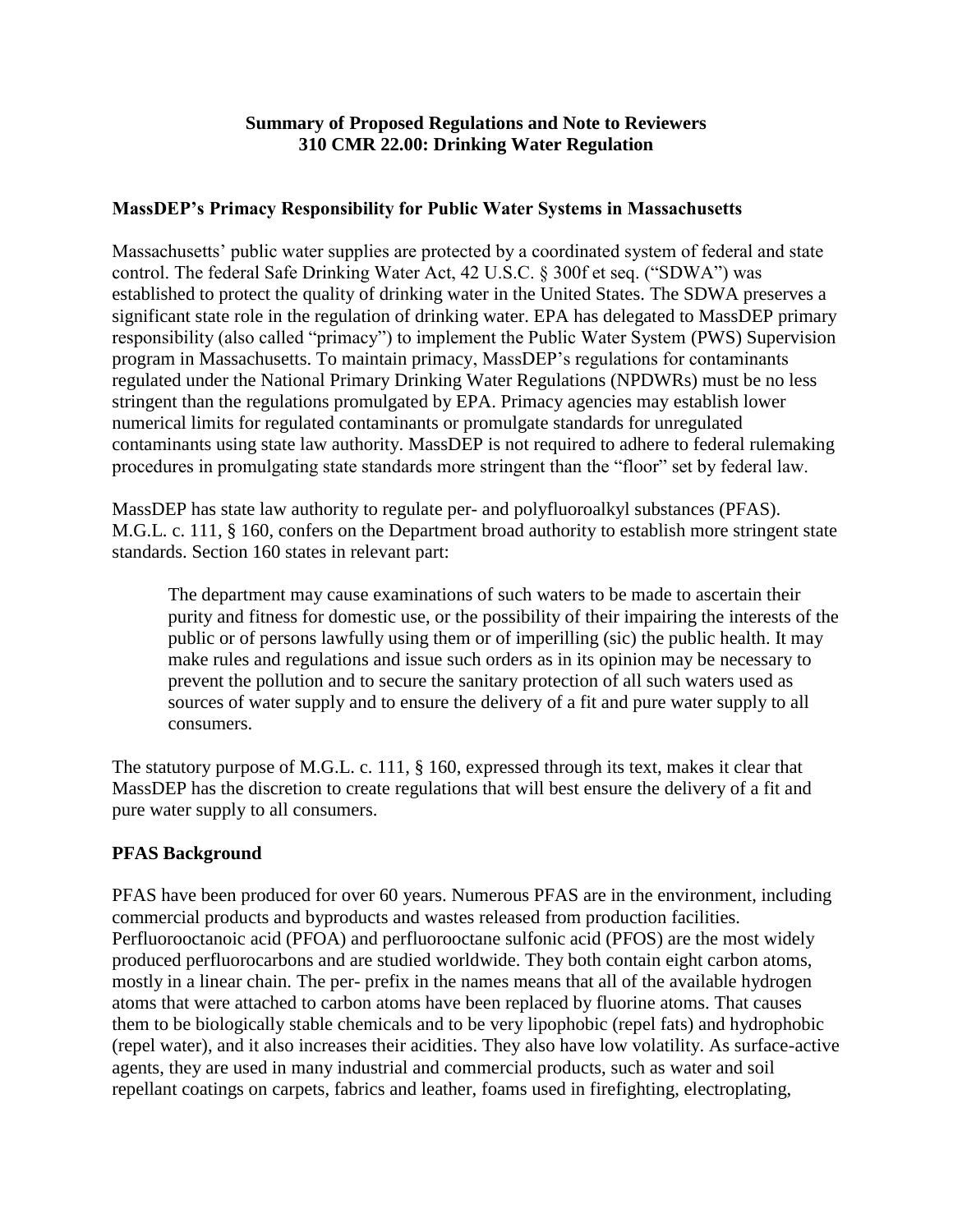**Summary of Proposed Regulations and Note to Reviewers**
**310 CMR 22.00: Drinking Water Regulation**

## MassDEP's Primacy Responsibility for Public Water Systems in Massachusetts

Massachusetts' public water supplies are protected by a coordinated system of federal and state control. The federal Safe Drinking Water Act, 42 U.S.C. § 300f et seq. ("SDWA") was established to protect the quality of drinking water in the United States. The SDWA preserves a significant state role in the regulation of drinking water. EPA has delegated to MassDEP primary responsibility (also called "primacy") to implement the Public Water System (PWS) Supervision program in Massachusetts. To maintain primacy, MassDEP's regulations for contaminants regulated under the National Primary Drinking Water Regulations (NPDWRs) must be no less stringent than the regulations promulgated by EPA. Primacy agencies may establish lower numerical limits for regulated contaminants or promulgate standards for unregulated contaminants using state law authority. MassDEP is not required to adhere to federal rulemaking procedures in promulgating state standards more stringent than the "floor" set by federal law.

MassDEP has state law authority to regulate per- and polyfluoroalkyl substances (PFAS). M.G.L. c. 111, § 160, confers on the Department broad authority to establish more stringent state standards. Section 160 states in relevant part:

> The department may cause examinations of such waters to be made to ascertain their purity and fitness for domestic use, or the possibility of their impairing the interests of the public or of persons lawfully using them or of imperilling (sic) the public health. It may make rules and regulations and issue such orders as in its opinion may be necessary to prevent the pollution and to secure the sanitary protection of all such waters used as sources of water supply and to ensure the delivery of a fit and pure water supply to all consumers.

The statutory purpose of M.G.L. c. 111, § 160, expressed through its text, makes it clear that MassDEP has the discretion to create regulations that will best ensure the delivery of a fit and pure water supply to all consumers.

## PFAS Background

PFAS have been produced for over 60 years. Numerous PFAS are in the environment, including commercial products and byproducts and wastes released from production facilities. Perfluorooctanoic acid (PFOA) and perfluorooctane sulfonic acid (PFOS) are the most widely produced perfluorocarbons and are studied worldwide. They both contain eight carbon atoms, mostly in a linear chain. The per- prefix in the names means that all of the available hydrogen atoms that were attached to carbon atoms have been replaced by fluorine atoms. That causes them to be biologically stable chemicals and to be very lipophobic (repel fats) and hydrophobic (repel water), and it also increases their acidities. They also have low volatility. As surface-active agents, they are used in many industrial and commercial products, such as water and soil repellant coatings on carpets, fabrics and leather, foams used in firefighting, electroplating,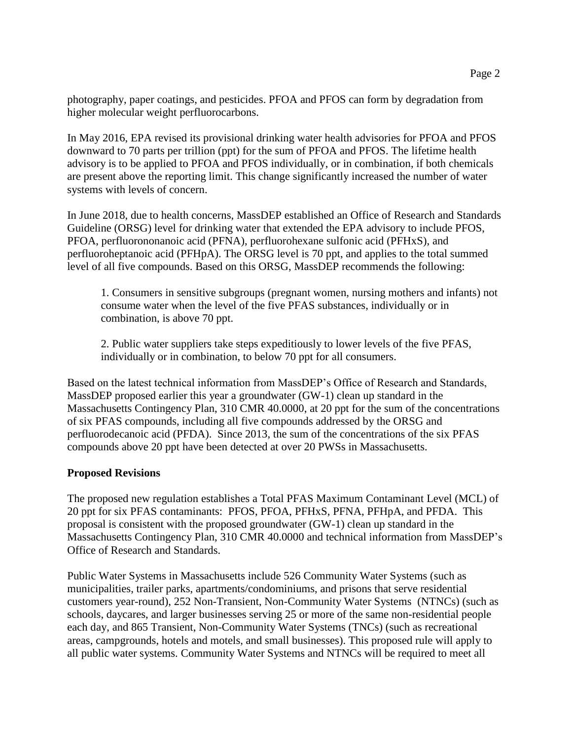photography, paper coatings, and pesticides. PFOA and PFOS can form by degradation from higher molecular weight perfluorocarbons.

In May 2016, EPA revised its provisional drinking water health advisories for PFOA and PFOS downward to 70 parts per trillion (ppt) for the sum of PFOA and PFOS. The lifetime health advisory is to be applied to PFOA and PFOS individually, or in combination, if both chemicals are present above the reporting limit. This change significantly increased the number of water systems with levels of concern.

In June 2018, due to health concerns, MassDEP established an Office of Research and Standards Guideline (ORSG) level for drinking water that extended the EPA advisory to include PFOS, PFOA, perfluorononanoic acid (PFNA), perfluorohexane sulfonic acid (PFHxS), and perfluoroheptanoic acid (PFHpA). The ORSG level is 70 ppt, and applies to the total summed level of all five compounds. Based on this ORSG, MassDEP recommends the following:

1. Consumers in sensitive subgroups (pregnant women, nursing mothers and infants) not consume water when the level of the five PFAS substances, individually or in combination, is above 70 ppt.

2. Public water suppliers take steps expeditiously to lower levels of the five PFAS, individually or in combination, to below 70 ppt for all consumers.

Based on the latest technical information from MassDEP's Office of Research and Standards, MassDEP proposed earlier this year a groundwater (GW-1) clean up standard in the Massachusetts Contingency Plan, 310 CMR 40.0000, at 20 ppt for the sum of the concentrations of six PFAS compounds, including all five compounds addressed by the ORSG and perfluorodecanoic acid (PFDA). Since 2013, the sum of the concentrations of the six PFAS compounds above 20 ppt have been detected at over 20 PWSs in Massachusetts.

**Proposed Revisions**

The proposed new regulation establishes a Total PFAS Maximum Contaminant Level (MCL) of 20 ppt for six PFAS contaminants: PFOS, PFOA, PFHxS, PFNA, PFHpA, and PFDA. This proposal is consistent with the proposed groundwater (GW-1) clean up standard in the Massachusetts Contingency Plan, 310 CMR 40.0000 and technical information from MassDEP's Office of Research and Standards.

Public Water Systems in Massachusetts include 526 Community Water Systems (such as municipalities, trailer parks, apartments/condominiums, and prisons that serve residential customers year-round), 252 Non-Transient, Non-Community Water Systems (NTNCs) (such as schools, daycares, and larger businesses serving 25 or more of the same non-residential people each day, and 865 Transient, Non-Community Water Systems (TNCs) (such as recreational areas, campgrounds, hotels and motels, and small businesses). This proposed rule will apply to all public water systems. Community Water Systems and NTNCs will be required to meet all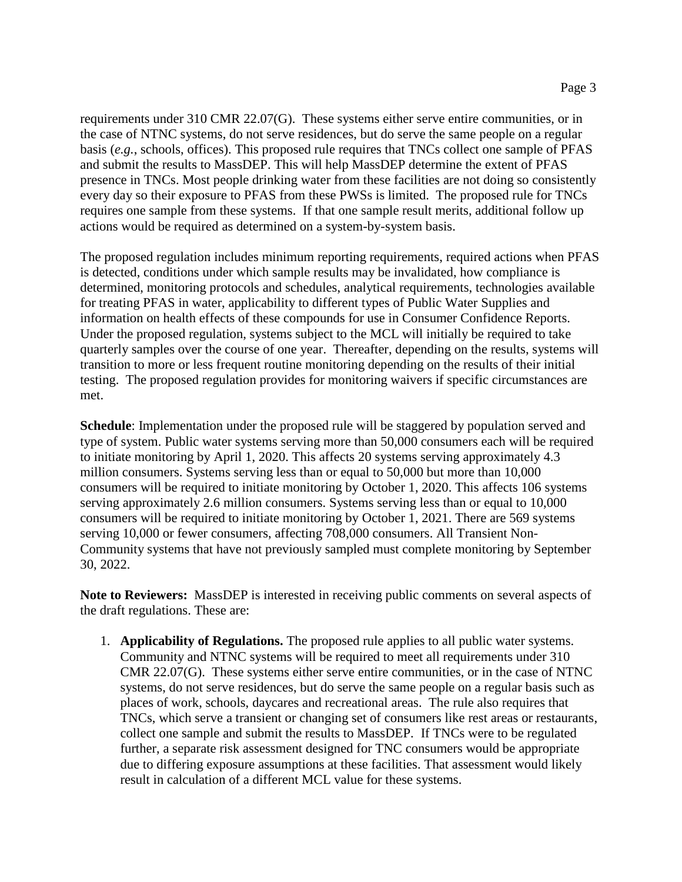requirements under 310 CMR 22.07(G). These systems either serve entire communities, or in the case of NTNC systems, do not serve residences, but do serve the same people on a regular basis (*e.g.*, schools, offices). This proposed rule requires that TNCs collect one sample of PFAS and submit the results to MassDEP. This will help MassDEP determine the extent of PFAS presence in TNCs. Most people drinking water from these facilities are not doing so consistently every day so their exposure to PFAS from these PWSs is limited. The proposed rule for TNCs requires one sample from these systems. If that one sample result merits, additional follow up actions would be required as determined on a system-by-system basis.

The proposed regulation includes minimum reporting requirements, required actions when PFAS is detected, conditions under which sample results may be invalidated, how compliance is determined, monitoring protocols and schedules, analytical requirements, technologies available for treating PFAS in water, applicability to different types of Public Water Supplies and information on health effects of these compounds for use in Consumer Confidence Reports. Under the proposed regulation, systems subject to the MCL will initially be required to take quarterly samples over the course of one year. Thereafter, depending on the results, systems will transition to more or less frequent routine monitoring depending on the results of their initial testing. The proposed regulation provides for monitoring waivers if specific circumstances are met.

**Schedule**: Implementation under the proposed rule will be staggered by population served and type of system. Public water systems serving more than 50,000 consumers each will be required to initiate monitoring by April 1, 2020. This affects 20 systems serving approximately 4.3 million consumers. Systems serving less than or equal to 50,000 but more than 10,000 consumers will be required to initiate monitoring by October 1, 2020. This affects 106 systems serving approximately 2.6 million consumers. Systems serving less than or equal to 10,000 consumers will be required to initiate monitoring by October 1, 2021. There are 569 systems serving 10,000 or fewer consumers, affecting 708,000 consumers. All Transient Non-Community systems that have not previously sampled must complete monitoring by September 30, 2022.

**Note to Reviewers:** MassDEP is interested in receiving public comments on several aspects of the draft regulations. These are:

1. **Applicability of Regulations.** The proposed rule applies to all public water systems. Community and NTNC systems will be required to meet all requirements under 310 CMR 22.07(G). These systems either serve entire communities, or in the case of NTNC systems, do not serve residences, but do serve the same people on a regular basis such as places of work, schools, daycares and recreational areas. The rule also requires that TNCs, which serve a transient or changing set of consumers like rest areas or restaurants, collect one sample and submit the results to MassDEP. If TNCs were to be regulated further, a separate risk assessment designed for TNC consumers would be appropriate due to differing exposure assumptions at these facilities. That assessment would likely result in calculation of a different MCL value for these systems.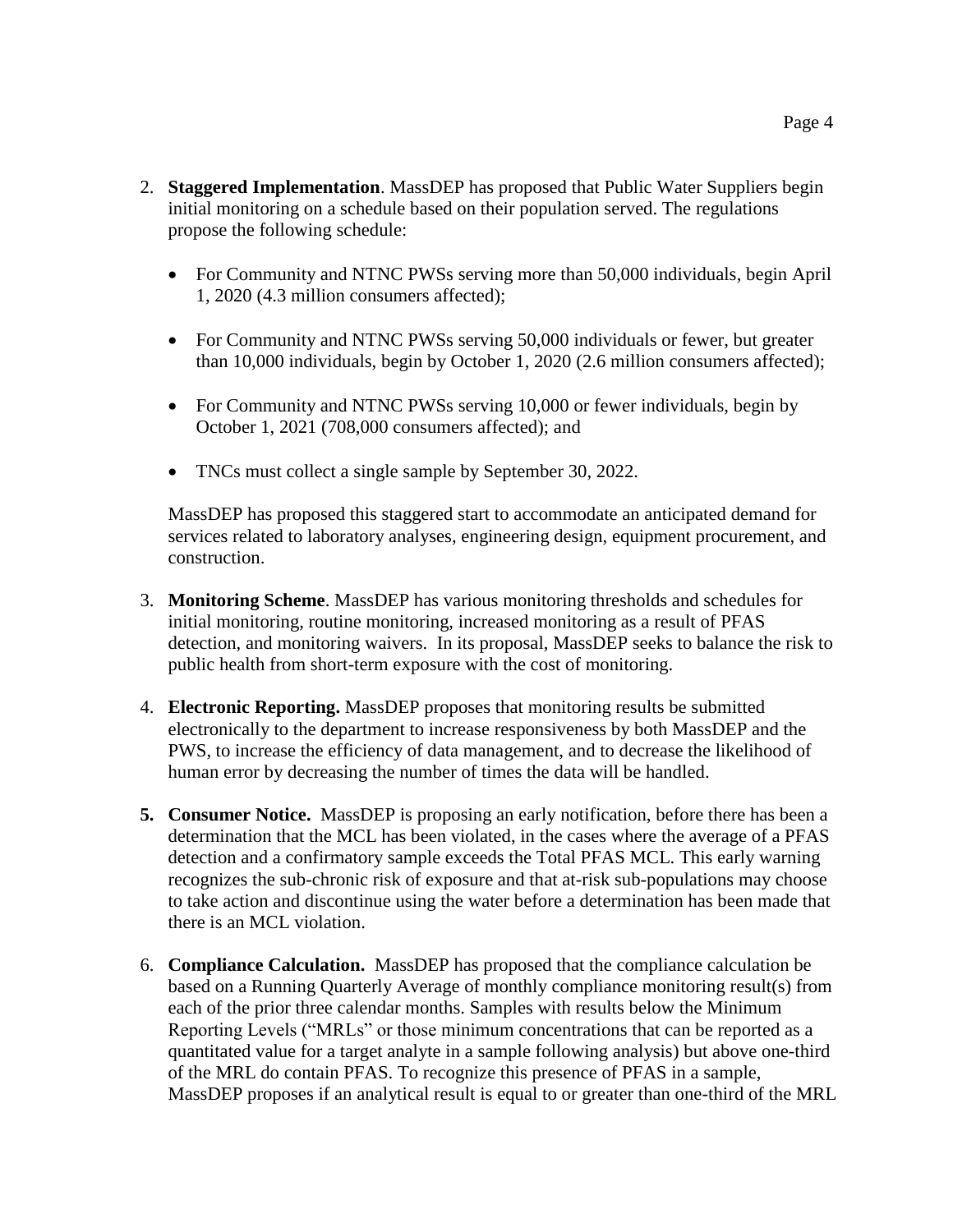2. **Staggered Implementation**. MassDEP has proposed that Public Water Suppliers begin initial monitoring on a schedule based on their population served. The regulations propose the following schedule:

   - For Community and NTNC PWSs serving more than 50,000 individuals, begin April 1, 2020 (4.3 million consumers affected);
   - For Community and NTNC PWSs serving 50,000 individuals or fewer, but greater than 10,000 individuals, begin by October 1, 2020 (2.6 million consumers affected);
   - For Community and NTNC PWSs serving 10,000 or fewer individuals, begin by October 1, 2021 (708,000 consumers affected); and
   - TNCs must collect a single sample by September 30, 2022.

   MassDEP has proposed this staggered start to accommodate an anticipated demand for services related to laboratory analyses, engineering design, equipment procurement, and construction.

3. **Monitoring Scheme**. MassDEP has various monitoring thresholds and schedules for initial monitoring, routine monitoring, increased monitoring as a result of PFAS detection, and monitoring waivers. In its proposal, MassDEP seeks to balance the risk to public health from short-term exposure with the cost of monitoring.

4. **Electronic Reporting.** MassDEP proposes that monitoring results be submitted electronically to the department to increase responsiveness by both MassDEP and the PWS, to increase the efficiency of data management, and to decrease the likelihood of human error by decreasing the number of times the data will be handled.

5. **Consumer Notice.** MassDEP is proposing an early notification, before there has been a determination that the MCL has been violated, in the cases where the average of a PFAS detection and a confirmatory sample exceeds the Total PFAS MCL. This early warning recognizes the sub-chronic risk of exposure and that at-risk sub-populations may choose to take action and discontinue using the water before a determination has been made that there is an MCL violation.

6. **Compliance Calculation.** MassDEP has proposed that the compliance calculation be based on a Running Quarterly Average of monthly compliance monitoring result(s) from each of the prior three calendar months. Samples with results below the Minimum Reporting Levels ("MRLs" or those minimum concentrations that can be reported as a quantitated value for a target analyte in a sample following analysis) but above one-third of the MRL do contain PFAS. To recognize this presence of PFAS in a sample, MassDEP proposes if an analytical result is equal to or greater than one-third of the MRL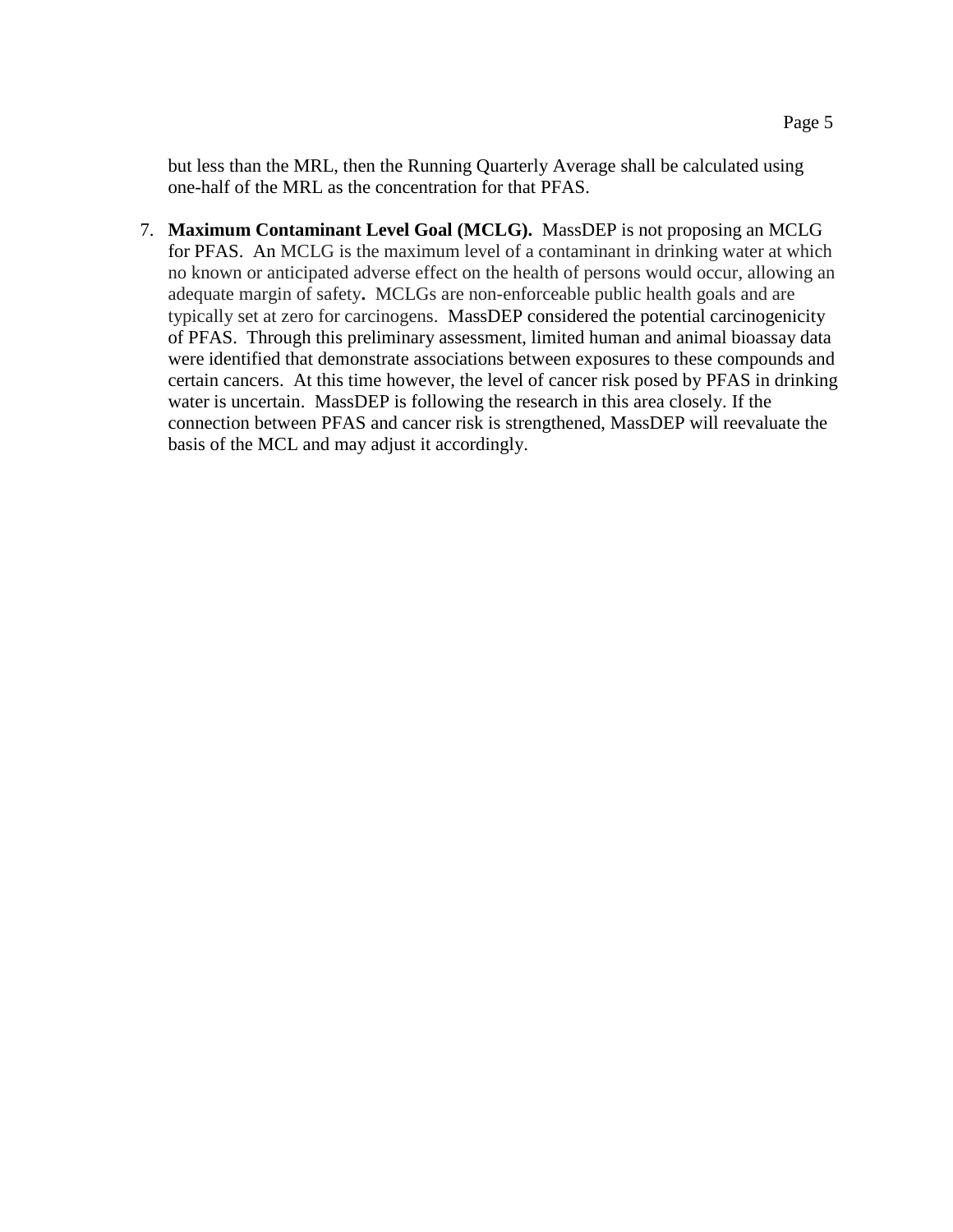but less than the MRL, then the Running Quarterly Average shall be calculated using one-half of the MRL as the concentration for that PFAS.

7. **Maximum Contaminant Level Goal (MCLG).** MassDEP is not proposing an MCLG for PFAS. An MCLG is the maximum level of a contaminant in drinking water at which no known or anticipated adverse effect on the health of persons would occur, allowing an adequate margin of safety**.** MCLGs are non-enforceable public health goals and are typically set at zero for carcinogens. MassDEP considered the potential carcinogenicity of PFAS. Through this preliminary assessment, limited human and animal bioassay data were identified that demonstrate associations between exposures to these compounds and certain cancers. At this time however, the level of cancer risk posed by PFAS in drinking water is uncertain. MassDEP is following the research in this area closely. If the connection between PFAS and cancer risk is strengthened, MassDEP will reevaluate the basis of the MCL and may adjust it accordingly.